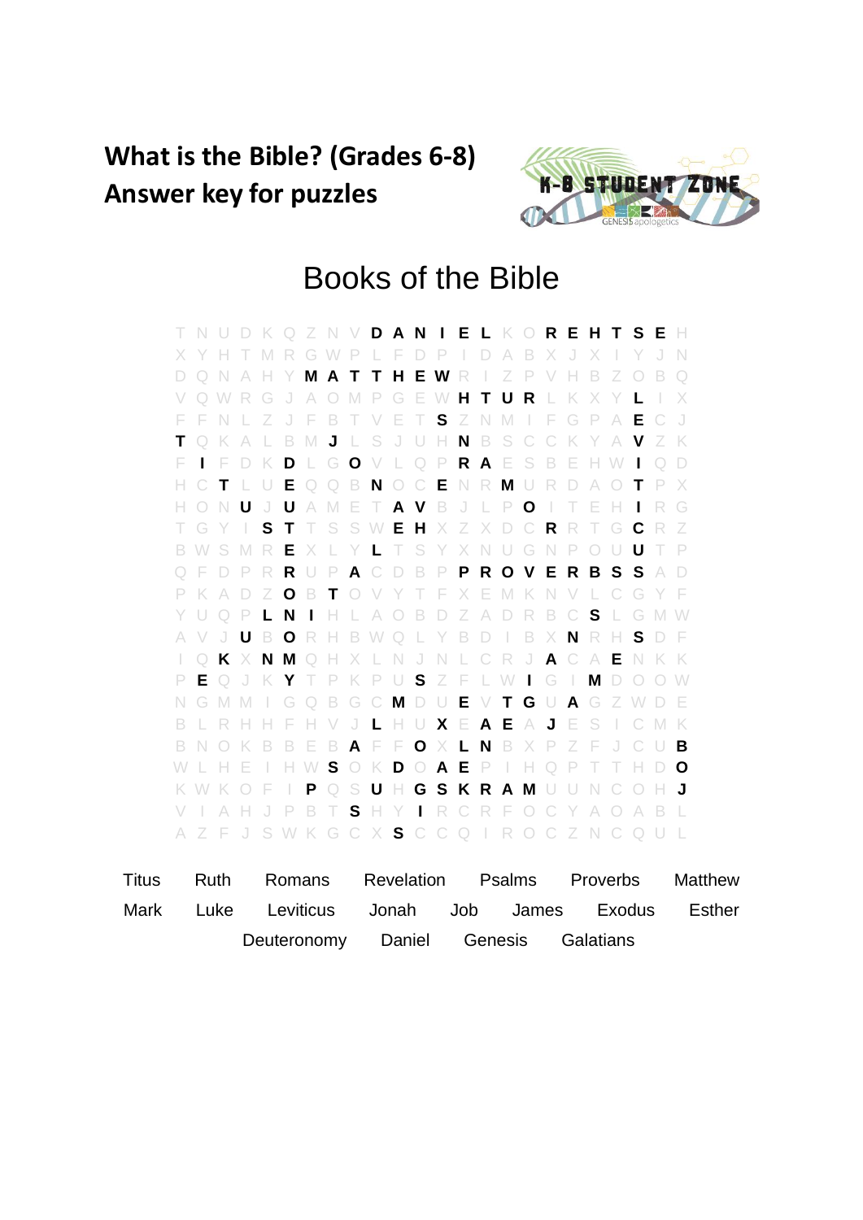# What is the Bible? (Grades 6-8)
# Answer key for puzzles

## Books of the Bible

```
T N U D K Q Z N V D A N I E L K O R E H T S E H
X Y H T M R G W P L F D P I D A B X J X I Y J N
D Q N A H Y M A T T H E W R I Z P V H B Z O B Q
V Q W R G J A O M P G E W H T U R L K X Y L I X
F F N L Z J F B T V E T S Z N M I F G P A E C J
T Q K A L B M J L S J U H N B S C C K Y A V Z K
F I F D K D L G O V L Q P R A E S B E H W I Q D
H C T L U E Q Q B N O C E N R M U R D A O T P X
H O N U J U A M E T A V B J L P O I T E H I R G
T G Y I S T T S S W E H X Z X D C R R T G C R Z
B W S M R E X L Y L T S Y X N U G N P O U U T P
Q F D P R R U P A C D B P P R O V E R B S S A D
P K A D Z O B T O V Y T F X E M K N V L C G Y F
Y U Q P L N I H L A O B D Z A D R B C S L G M W
A V J U B O R H B W Q L Y B D I B X N R H S D F
I Q K X N M Q H X L N J N L C R J A C A E N K K
P E Q J K Y T P K P U S Z F L W I G I M D O O W
N G M M I G Q B G C M D U E V T G U A G Z W D E
B L R H H F H V J L H U X E A E A J E S I C M K
B N O K B B E B A F F O X L N B X P Z F J C U B
W L H E I H W S O K D O A E P I H Q P T T H D O
K W K O F I P Q S U H G S K R A M U U N C O H J
V I A H J P B T S H Y I R C R F O C Y A O A B L
A Z F J S W K G C X S C C Q I R O C Z N C Q U L
```

| | | | | | | |
|---|---|---|---|---|---|---|
| Titus | Ruth | Romans | Revelation | Psalms | Proverbs | Matthew |
| Mark | Luke | Leviticus | Jonah | Job | James | Exodus |
| Esther | Deuteronomy | Daniel | Genesis | Galatians | | |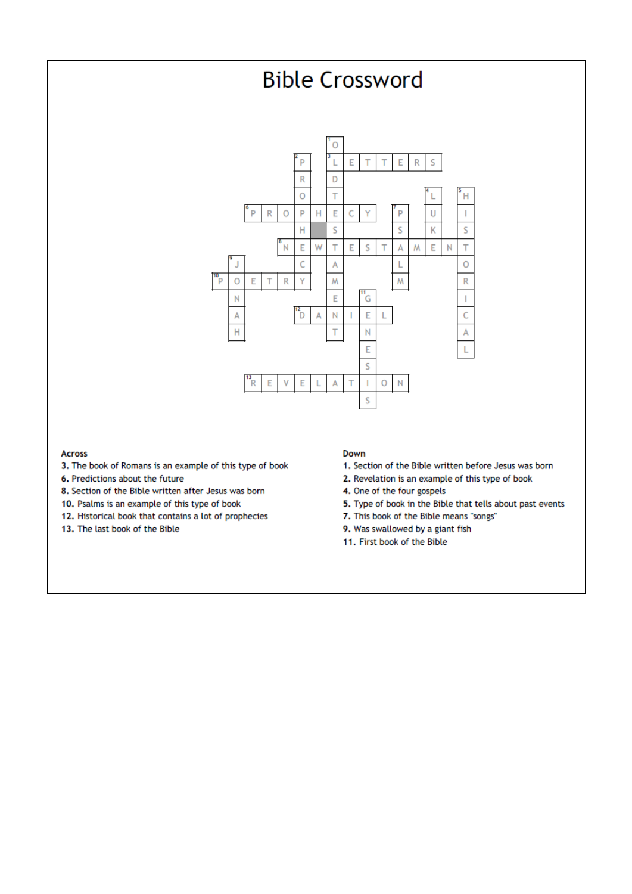# Bible Crossword

**Across**

**3.** The book of Romans is an example of this type of book

**6.** Predictions about the future

**8.** Section of the Bible written after Jesus was born

**10.** Psalms is an example of this type of book

**12.** Historical book that contains a lot of prophecies

**13.** The last book of the Bible

**Down**

**1.** Section of the Bible written before Jesus was born

**2.** Revelation is an example of this type of book

**4.** One of the four gospels

**5.** Type of book in the Bible that tells about past events

**7.** This book of the Bible means "songs"

**9.** Was swallowed by a giant fish

**11.** First book of the Bible